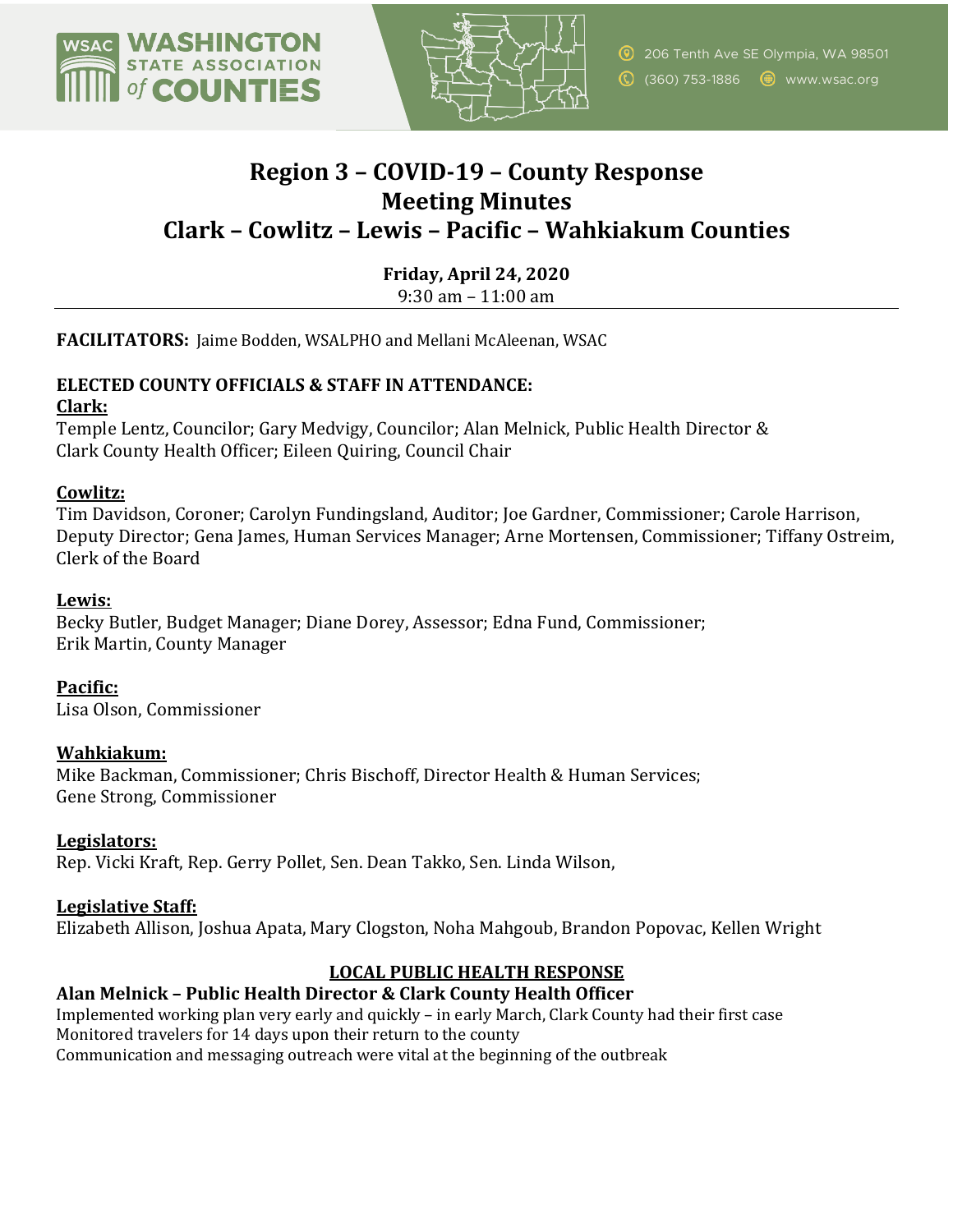# Region 3 – COVID-19 – County Response
# Meeting Minutes
# Clark – Cowlitz – Lewis – Pacific – Wahkiakum Counties

**Friday, April 24, 2020**
9:30 am – 11:00 am

---

**FACILITATORS:** Jaime Bodden, WSALPHO and Mellani McAleenan, WSAC

**ELECTED COUNTY OFFICIALS & STAFF IN ATTENDANCE:**

**Clark:**
Temple Lentz, Councilor; Gary Medvigy, Councilor; Alan Melnick, Public Health Director & Clark County Health Officer; Eileen Quiring, Council Chair

**Cowlitz:**
Tim Davidson, Coroner; Carolyn Fundingsland, Auditor; Joe Gardner, Commissioner; Carole Harrison, Deputy Director; Gena James, Human Services Manager; Arne Mortensen, Commissioner; Tiffany Ostreim, Clerk of the Board

**Lewis:**
Becky Butler, Budget Manager; Diane Dorey, Assessor; Edna Fund, Commissioner; Erik Martin, County Manager

**Pacific:**
Lisa Olson, Commissioner

**Wahkiakum:**
Mike Backman, Commissioner; Chris Bischoff, Director Health & Human Services; Gene Strong, Commissioner

**Legislators:**
Rep. Vicki Kraft, Rep. Gerry Pollet, Sen. Dean Takko, Sen. Linda Wilson,

**Legislative Staff:**
Elizabeth Allison, Joshua Apata, Mary Clogston, Noha Mahgoub, Brandon Popovac, Kellen Wright

## LOCAL PUBLIC HEALTH RESPONSE

### Alan Melnick – Public Health Director & Clark County Health Officer

Implemented working plan very early and quickly – in early March, Clark County had their first case
Monitored travelers for 14 days upon their return to the county
Communication and messaging outreach were vital at the beginning of the outbreak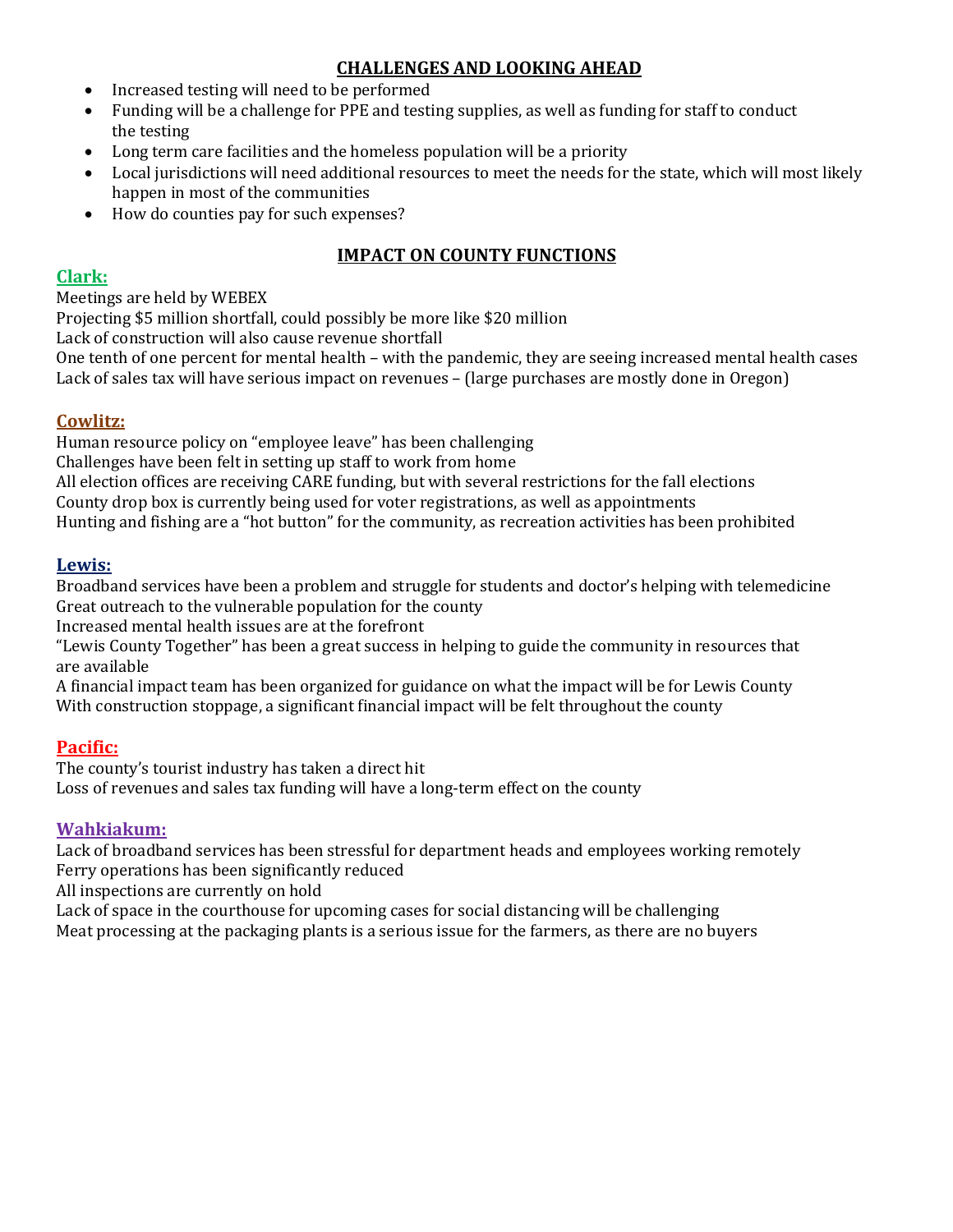## CHALLENGES AND LOOKING AHEAD

- Increased testing will need to be performed
- Funding will be a challenge for PPE and testing supplies, as well as funding for staff to conduct the testing
- Long term care facilities and the homeless population will be a priority
- Local jurisdictions will need additional resources to meet the needs for the state, which will most likely happen in most of the communities
- How do counties pay for such expenses?

## IMPACT ON COUNTY FUNCTIONS

### Clark:

Meetings are held by WEBEX
Projecting $5 million shortfall, could possibly be more like $20 million
Lack of construction will also cause revenue shortfall
One tenth of one percent for mental health – with the pandemic, they are seeing increased mental health cases
Lack of sales tax will have serious impact on revenues – (large purchases are mostly done in Oregon)

### Cowlitz:

Human resource policy on "employee leave" has been challenging
Challenges have been felt in setting up staff to work from home
All election offices are receiving CARE funding, but with several restrictions for the fall elections
County drop box is currently being used for voter registrations, as well as appointments
Hunting and fishing are a "hot button" for the community, as recreation activities has been prohibited

### Lewis:

Broadband services have been a problem and struggle for students and doctor's helping with telemedicine
Great outreach to the vulnerable population for the county
Increased mental health issues are at the forefront
"Lewis County Together" has been a great success in helping to guide the community in resources that are available
A financial impact team has been organized for guidance on what the impact will be for Lewis County
With construction stoppage, a significant financial impact will be felt throughout the county

### Pacific:

The county's tourist industry has taken a direct hit
Loss of revenues and sales tax funding will have a long-term effect on the county

### Wahkiakum:

Lack of broadband services has been stressful for department heads and employees working remotely
Ferry operations has been significantly reduced
All inspections are currently on hold
Lack of space in the courthouse for upcoming cases for social distancing will be challenging
Meat processing at the packaging plants is a serious issue for the farmers, as there are no buyers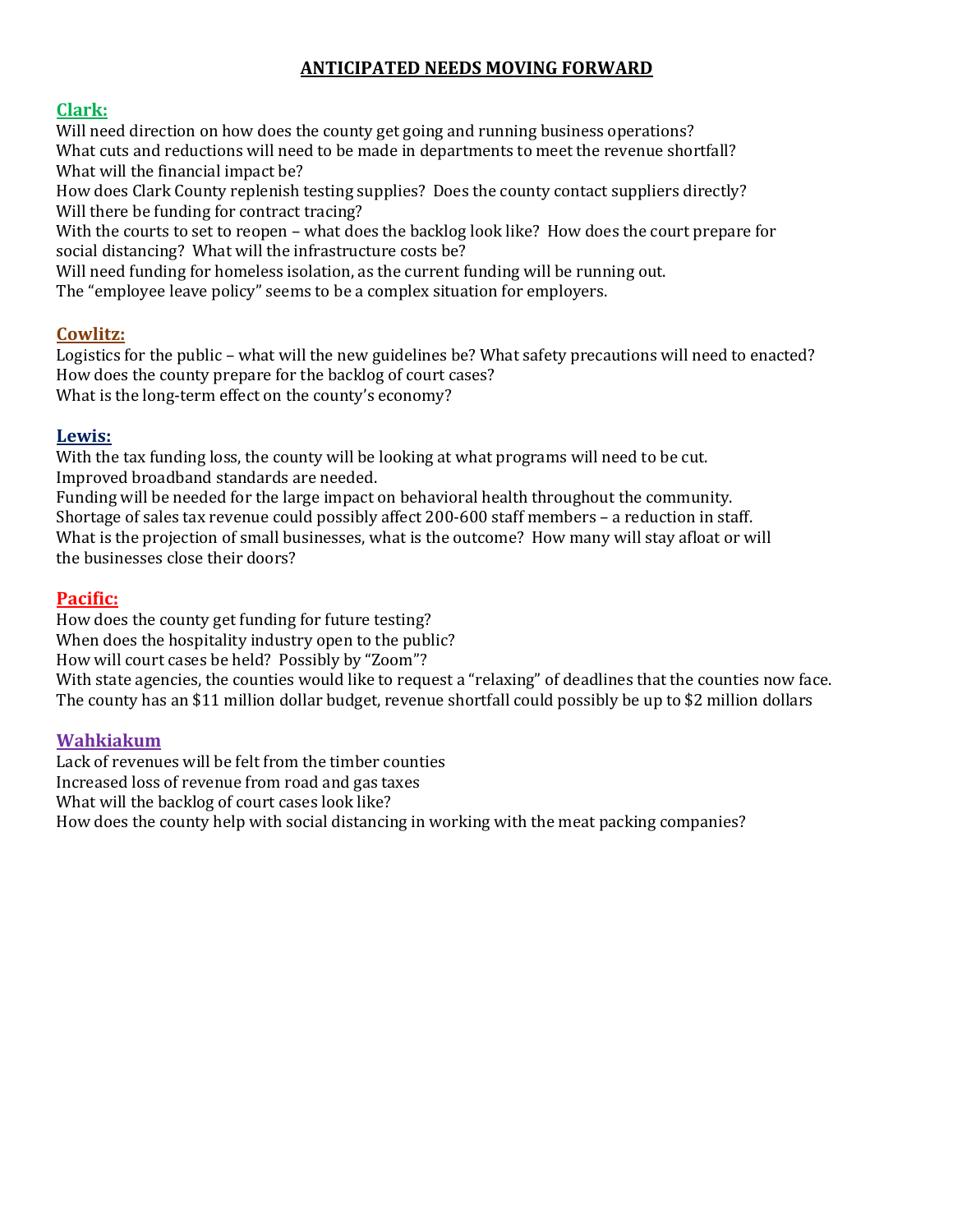# ANTICIPATED NEEDS MOVING FORWARD

## Clark:

Will need direction on how does the county get going and running business operations?
What cuts and reductions will need to be made in departments to meet the revenue shortfall?
What will the financial impact be?
How does Clark County replenish testing supplies? Does the county contact suppliers directly?
Will there be funding for contract tracing?
With the courts to set to reopen – what does the backlog look like? How does the court prepare for social distancing? What will the infrastructure costs be?
Will need funding for homeless isolation, as the current funding will be running out.
The "employee leave policy" seems to be a complex situation for employers.

## Cowlitz:

Logistics for the public – what will the new guidelines be? What safety precautions will need to enacted?
How does the county prepare for the backlog of court cases?
What is the long-term effect on the county's economy?

## Lewis:

With the tax funding loss, the county will be looking at what programs will need to be cut.
Improved broadband standards are needed.
Funding will be needed for the large impact on behavioral health throughout the community.
Shortage of sales tax revenue could possibly affect 200-600 staff members – a reduction in staff.
What is the projection of small businesses, what is the outcome? How many will stay afloat or will the businesses close their doors?

## Pacific:

How does the county get funding for future testing?
When does the hospitality industry open to the public?
How will court cases be held? Possibly by "Zoom"?
With state agencies, the counties would like to request a "relaxing" of deadlines that the counties now face.
The county has an $11 million dollar budget, revenue shortfall could possibly be up to $2 million dollars

## Wahkiakum

Lack of revenues will be felt from the timber counties
Increased loss of revenue from road and gas taxes
What will the backlog of court cases look like?
How does the county help with social distancing in working with the meat packing companies?